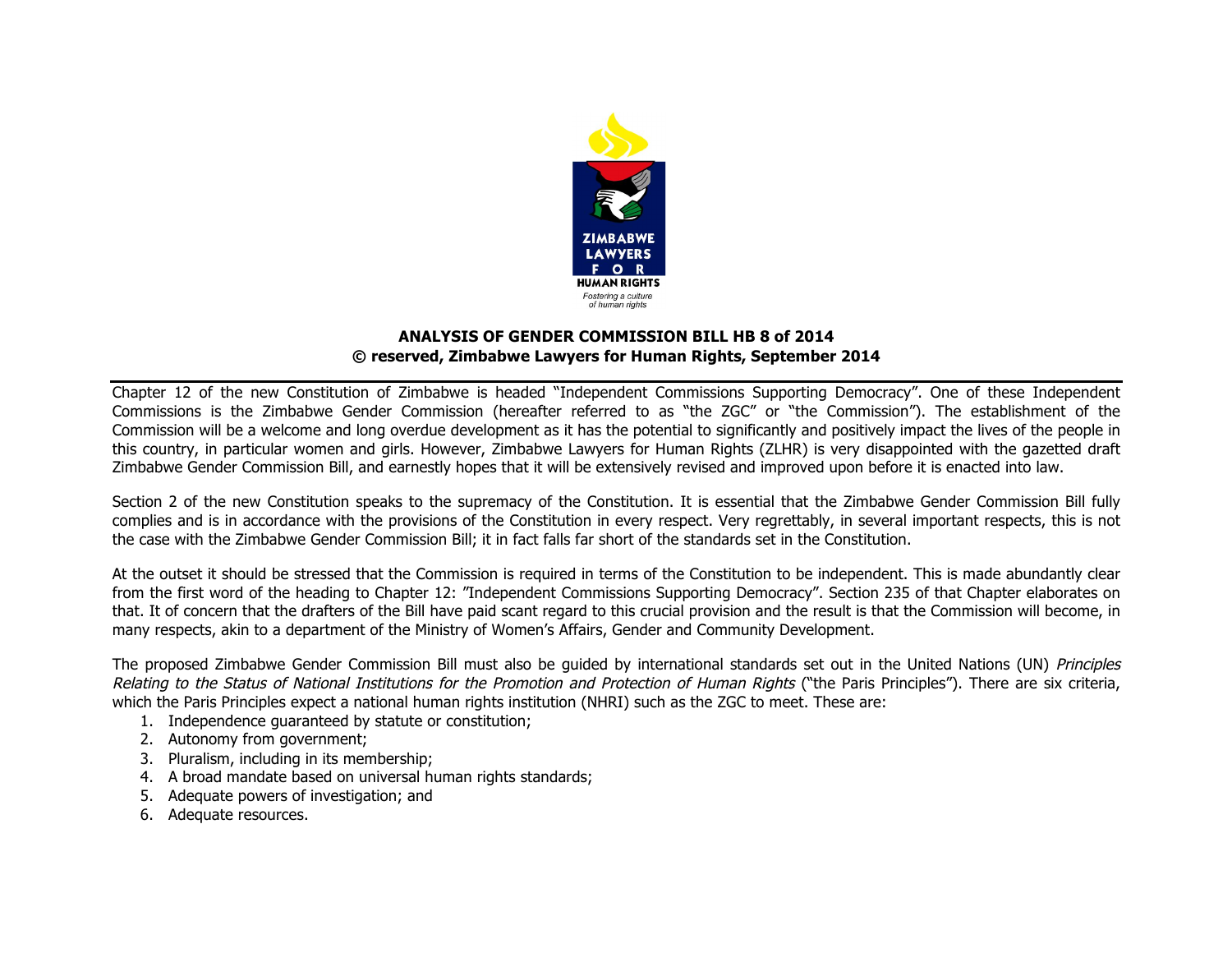ZIMBABWE LAWYERS FOR HUMAN RIGHTS

*Fostering a culture of human rights*

## ANALYSIS OF GENDER COMMISSION BILL HB 8 of 2014

**© reserved, Zimbabwe Lawyers for Human Rights, September 2014**

Chapter 12 of the new Constitution of Zimbabwe is headed "Independent Commissions Supporting Democracy". One of these Independent Commissions is the Zimbabwe Gender Commission (hereafter referred to as "the ZGC" or "the Commission"). The establishment of the Commission will be a welcome and long overdue development as it has the potential to significantly and positively impact the lives of the people in this country, in particular women and girls. However, Zimbabwe Lawyers for Human Rights (ZLHR) is very disappointed with the gazetted draft Zimbabwe Gender Commission Bill, and earnestly hopes that it will be extensively revised and improved upon before it is enacted into law.

Section 2 of the new Constitution speaks to the supremacy of the Constitution. It is essential that the Zimbabwe Gender Commission Bill fully complies and is in accordance with the provisions of the Constitution in every respect. Very regrettably, in several important respects, this is not the case with the Zimbabwe Gender Commission Bill; it in fact falls far short of the standards set in the Constitution.

At the outset it should be stressed that the Commission is required in terms of the Constitution to be independent. This is made abundantly clear from the first word of the heading to Chapter 12: "Independent Commissions Supporting Democracy". Section 235 of that Chapter elaborates on that. It of concern that the drafters of the Bill have paid scant regard to this crucial provision and the result is that the Commission will become, in many respects, akin to a department of the Ministry of Women's Affairs, Gender and Community Development.

The proposed Zimbabwe Gender Commission Bill must also be guided by international standards set out in the United Nations (UN) *Principles Relating to the Status of National Institutions for the Promotion and Protection of Human Rights* ("the Paris Principles"). There are six criteria, which the Paris Principles expect a national human rights institution (NHRI) such as the ZGC to meet. These are:

1. Independence guaranteed by statute or constitution;
2. Autonomy from government;
3. Pluralism, including in its membership;
4. A broad mandate based on universal human rights standards;
5. Adequate powers of investigation; and
6. Adequate resources.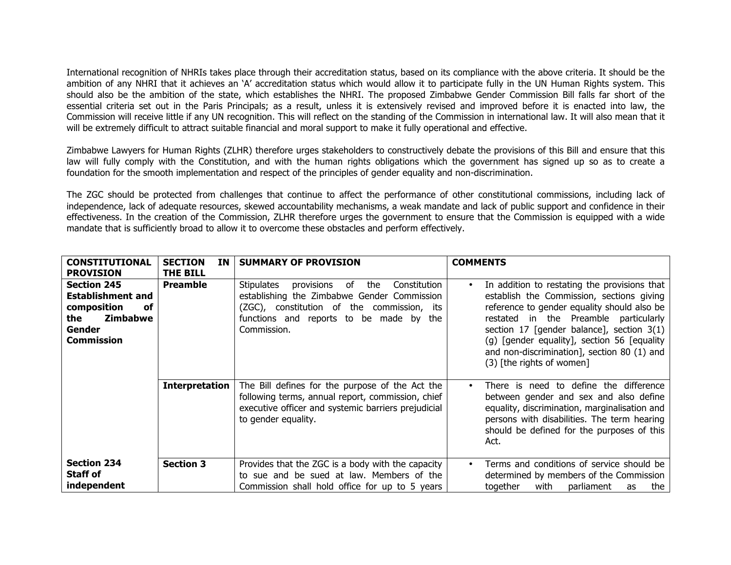International recognition of NHRIs takes place through their accreditation status, based on its compliance with the above criteria. It should be the ambition of any NHRI that it achieves an 'A' accreditation status which would allow it to participate fully in the UN Human Rights system. This should also be the ambition of the state, which establishes the NHRI. The proposed Zimbabwe Gender Commission Bill falls far short of the essential criteria set out in the Paris Principals; as a result, unless it is extensively revised and improved before it is enacted into law, the Commission will receive little if any UN recognition. This will reflect on the standing of the Commission in international law. It will also mean that it will be extremely difficult to attract suitable financial and moral support to make it fully operational and effective.

Zimbabwe Lawyers for Human Rights (ZLHR) therefore urges stakeholders to constructively debate the provisions of this Bill and ensure that this law will fully comply with the Constitution, and with the human rights obligations which the government has signed up so as to create a foundation for the smooth implementation and respect of the principles of gender equality and non-discrimination.

The ZGC should be protected from challenges that continue to affect the performance of other constitutional commissions, including lack of independence, lack of adequate resources, skewed accountability mechanisms, a weak mandate and lack of public support and confidence in their effectiveness. In the creation of the Commission, ZLHR therefore urges the government to ensure that the Commission is equipped with a wide mandate that is sufficiently broad to allow it to overcome these obstacles and perform effectively.

| CONSTITUTIONAL PROVISION | SECTION IN THE BILL | SUMMARY OF PROVISION | COMMENTS |
|---|---|---|---|
| **Section 245 Establishment and composition of the Zimbabwe Gender Commission** | **Preamble** | Stipulates provisions of the Constitution establishing the Zimbabwe Gender Commission (ZGC), constitution of the commission, its functions and reports to be made by the Commission. | • In addition to restating the provisions that establish the Commission, sections giving reference to gender equality should also be restated in the Preamble particularly section 17 [gender balance], section 3(1) (g) [gender equality], section 56 [equality and non-discrimination], section 80 (1) and (3) [the rights of women] |
| | **Interpretation** | The Bill defines for the purpose of the Act the following terms, annual report, commission, chief executive officer and systemic barriers prejudicial to gender equality. | • There is need to define the difference between gender and sex and also define equality, discrimination, marginalisation and persons with disabilities. The term hearing should be defined for the purposes of this Act. |
| **Section 234 Staff of independent** | **Section 3** | Provides that the ZGC is a body with the capacity to sue and be sued at law. Members of the Commission shall hold office for up to 5 years | • Terms and conditions of service should be determined by members of the Commission together with parliament as the |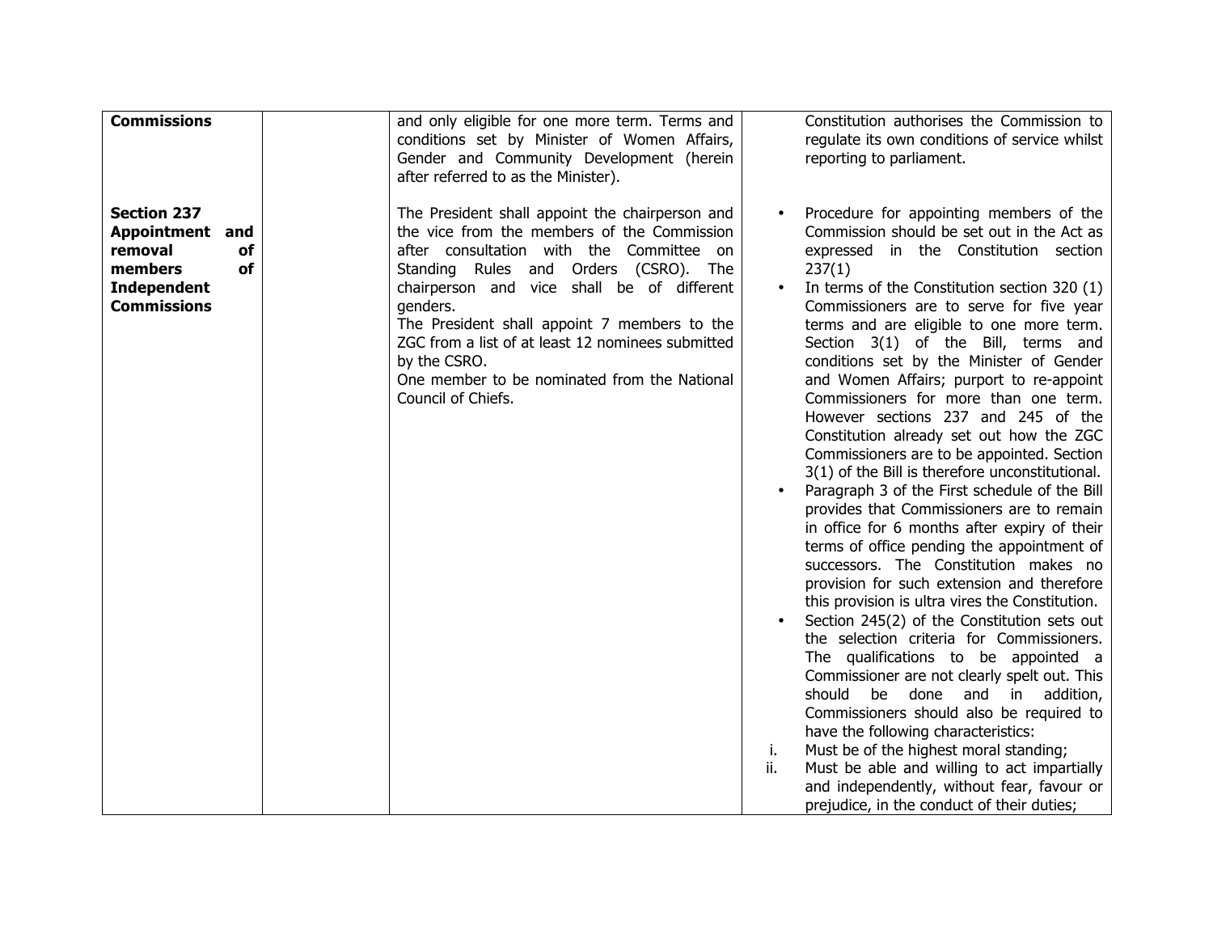| **Commissions** | | and only eligible for one more term. Terms and conditions set by Minister of Women Affairs, Gender and Community Development (herein after referred to as the Minister). | Constitution authorises the Commission to regulate its own conditions of service whilst reporting to parliament. |
|---|---|---|---|
| **Section 237 Appointment and removal of members of Independent Commissions** | | The President shall appoint the chairperson and the vice from the members of the Commission after consultation with the Committee on Standing Rules and Orders (CSRO). The chairperson and vice shall be of different genders.<br>The President shall appoint 7 members to the ZGC from a list of at least 12 nominees submitted by the CSRO.<br>One member to be nominated from the National Council of Chiefs. | • Procedure for appointing members of the Commission should be set out in the Act as expressed in the Constitution section 237(1)<br>• In terms of the Constitution section 320 (1) Commissioners are to serve for five year terms and are eligible to one more term. Section 3(1) of the Bill, terms and conditions set by the Minister of Gender and Women Affairs; purport to re-appoint Commissioners for more than one term. However sections 237 and 245 of the Constitution already set out how the ZGC Commissioners are to be appointed. Section 3(1) of the Bill is therefore unconstitutional.<br>• Paragraph 3 of the First schedule of the Bill provides that Commissioners are to remain in office for 6 months after expiry of their terms of office pending the appointment of successors. The Constitution makes no provision for such extension and therefore this provision is ultra vires the Constitution.<br>• Section 245(2) of the Constitution sets out the selection criteria for Commissioners. The qualifications to be appointed a Commissioner are not clearly spelt out. This should be done and in addition, Commissioners should also be required to have the following characteristics:<br>i. Must be of the highest moral standing;<br>ii. Must be able and willing to act impartially and independently, without fear, favour or prejudice, in the conduct of their duties; |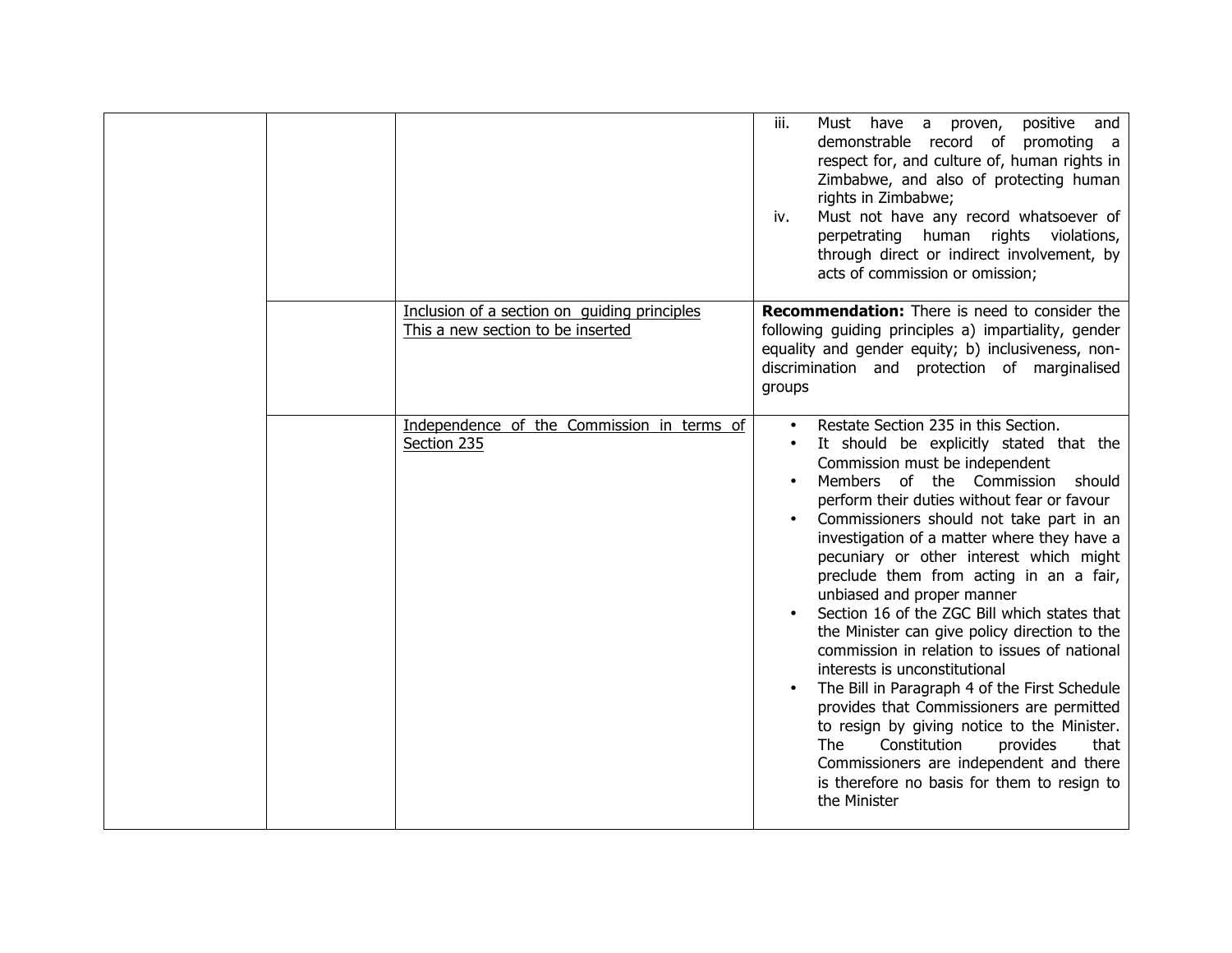| | | | |
|---|---|---|---|
| | | | iii. Must have a proven, positive and demonstrable record of promoting a respect for, and culture of, human rights in Zimbabwe, and also of protecting human rights in Zimbabwe;<br>iv. Must not have any record whatsoever of perpetrating human rights violations, through direct or indirect involvement, by acts of commission or omission; |
| | | <u>Inclusion of a section on guiding principles</u><br><u>This a new section to be inserted</u> | **Recommendation:** There is need to consider the following guiding principles a) impartiality, gender equality and gender equity; b) inclusiveness, non-discrimination and protection of marginalised groups |
| | | <u>Independence of the Commission in terms of Section 235</u> | • Restate Section 235 in this Section.<br>• It should be explicitly stated that the Commission must be independent<br>• Members of the Commission should perform their duties without fear or favour<br>• Commissioners should not take part in an investigation of a matter where they have a pecuniary or other interest which might preclude them from acting in an a fair, unbiased and proper manner<br>• Section 16 of the ZGC Bill which states that the Minister can give policy direction to the commission in relation to issues of national interests is unconstitutional<br>• The Bill in Paragraph 4 of the First Schedule provides that Commissioners are permitted to resign by giving notice to the Minister. The Constitution provides that Commissioners are independent and there is therefore no basis for them to resign to the Minister |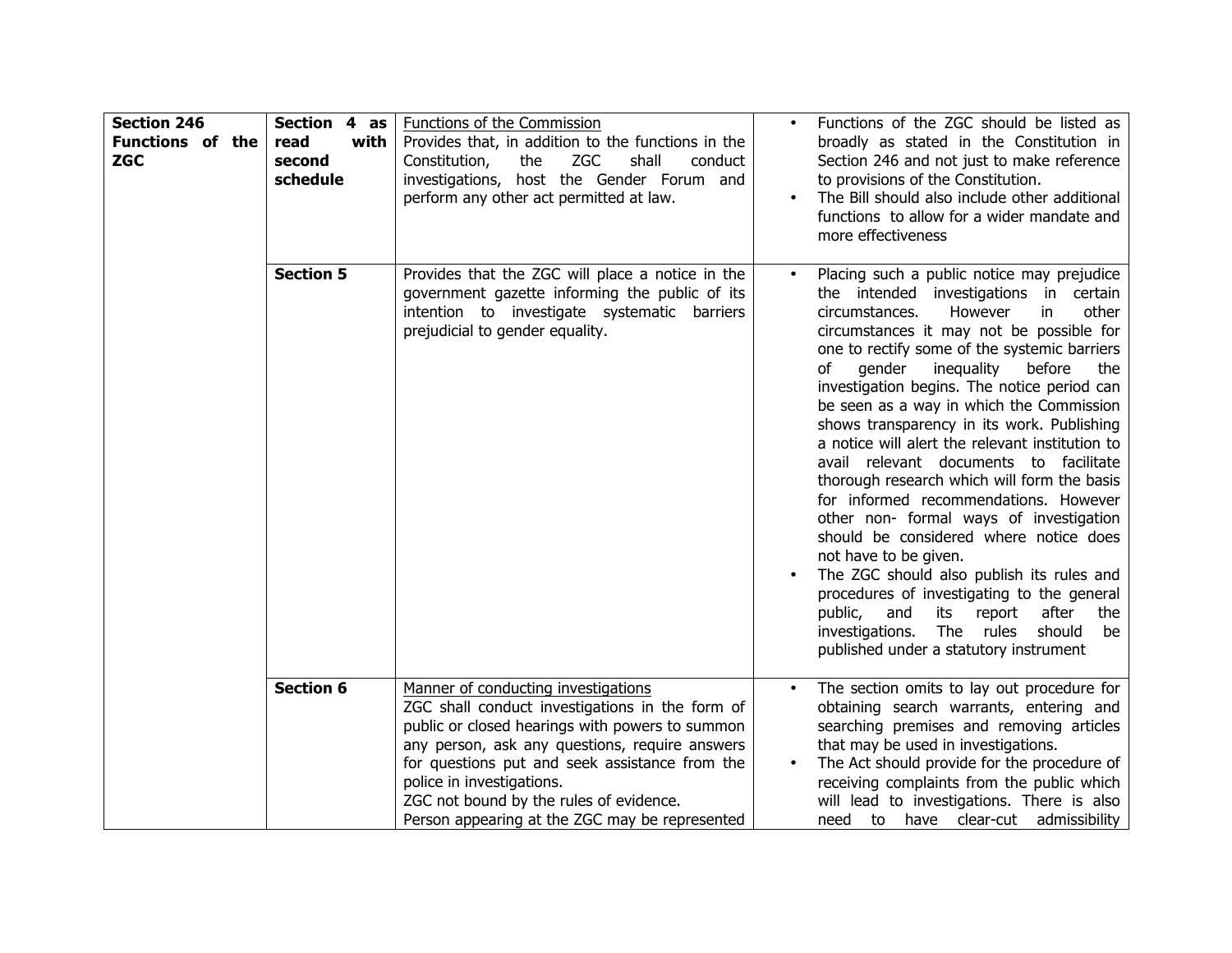| | | | |
|---|---|---|---|
| **Section 246 Functions of the ZGC** | **Section 4 as read with second schedule** | <u>Functions of the Commission</u><br>Provides that, in addition to the functions in the Constitution, the ZGC shall conduct investigations, host the Gender Forum and perform any other act permitted at law. | • Functions of the ZGC should be listed as broadly as stated in the Constitution in Section 246 and not just to make reference to provisions of the Constitution.<br>• The Bill should also include other additional functions to allow for a wider mandate and more effectiveness |
| | **Section 5** | Provides that the ZGC will place a notice in the government gazette informing the public of its intention to investigate systematic barriers prejudicial to gender equality. | • Placing such a public notice may prejudice the intended investigations in certain circumstances. However in other circumstances it may not be possible for one to rectify some of the systemic barriers of gender inequality before the investigation begins. The notice period can be seen as a way in which the Commission shows transparency in its work. Publishing a notice will alert the relevant institution to avail relevant documents to facilitate thorough research which will form the basis for informed recommendations. However other non- formal ways of investigation should be considered where notice does not have to be given.<br>• The ZGC should also publish its rules and procedures of investigating to the general public, and its report after the investigations. The rules should be published under a statutory instrument |
| | **Section 6** | <u>Manner of conducting investigations</u><br>ZGC shall conduct investigations in the form of public or closed hearings with powers to summon any person, ask any questions, require answers for questions put and seek assistance from the police in investigations.<br>ZGC not bound by the rules of evidence.<br>Person appearing at the ZGC may be represented | • The section omits to lay out procedure for obtaining search warrants, entering and searching premises and removing articles that may be used in investigations.<br>• The Act should provide for the procedure of receiving complaints from the public which will lead to investigations. There is also need to have clear-cut admissibility |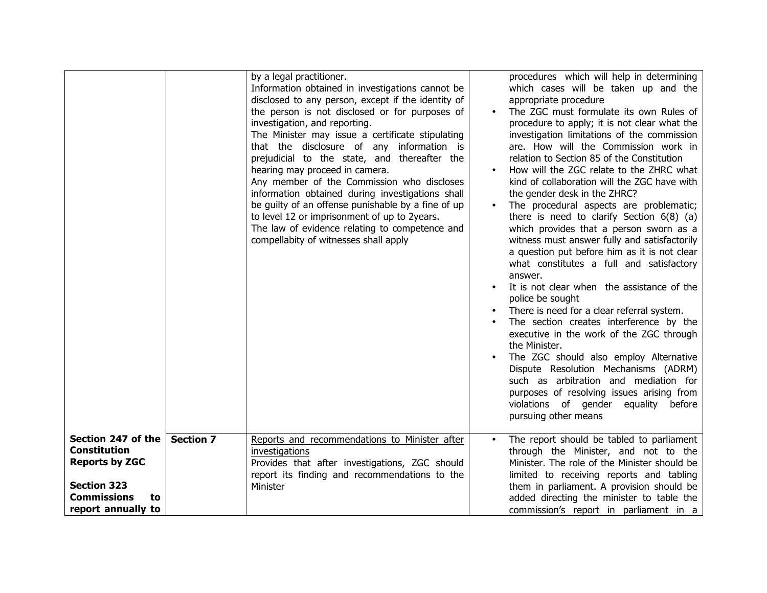| | | | |
|---|---|---|---|
| | | by a legal practitioner.<br>Information obtained in investigations cannot be disclosed to any person, except if the identity of the person is not disclosed or for purposes of investigation, and reporting.<br>The Minister may issue a certificate stipulating that the disclosure of any information is prejudicial to the state, and thereafter the hearing may proceed in camera.<br>Any member of the Commission who discloses information obtained during investigations shall be guilty of an offense punishable by a fine of up to level 12 or imprisonment of up to 2years.<br>The law of evidence relating to competence and compellabity of witnesses shall apply | procedures which will help in determining which cases will be taken up and the appropriate procedure<br>• The ZGC must formulate its own Rules of procedure to apply; it is not clear what the investigation limitations of the commission are. How will the Commission work in relation to Section 85 of the Constitution<br>• How will the ZGC relate to the ZHRC what kind of collaboration will the ZGC have with the gender desk in the ZHRC?<br>• The procedural aspects are problematic; there is need to clarify Section 6(8) (a) which provides that a person sworn as a witness must answer fully and satisfactorily a question put before him as it is not clear what constitutes a full and satisfactory answer.<br>• It is not clear when the assistance of the police be sought<br>• There is need for a clear referral system.<br>• The section creates interference by the executive in the work of the ZGC through the Minister.<br>• The ZGC should also employ Alternative Dispute Resolution Mechanisms (ADRM) such as arbitration and mediation for purposes of resolving issues arising from violations of gender equality before pursuing other means |
| **Section 247 of the Constitution Reports by ZGC**<br><br>**Section 323 Commissions to report annually to** | **Section 7** | <u>Reports and recommendations to Minister after investigations</u><br>Provides that after investigations, ZGC should report its finding and recommendations to the Minister | • The report should be tabled to parliament through the Minister, and not to the Minister. The role of the Minister should be limited to receiving reports and tabling them in parliament. A provision should be added directing the minister to table the commission's report in parliament in a |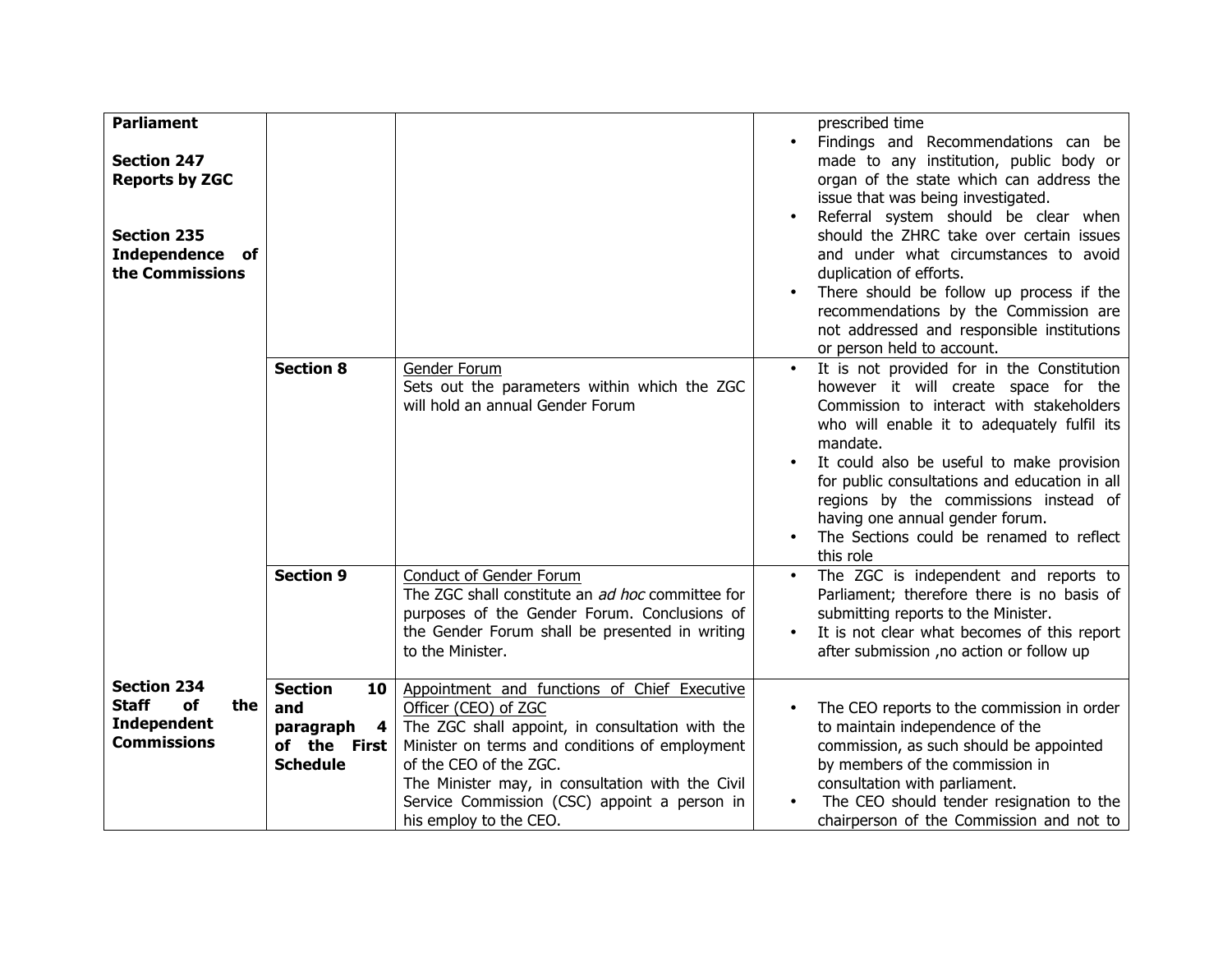| | | | |
|---|---|---|---|
| **Parliament**<br><br>**Section 247 Reports by ZGC**<br><br>**Section 235 Independence of the Commissions** | | | prescribed time<br>• Findings and Recommendations can be made to any institution, public body or organ of the state which can address the issue that was being investigated.<br>• Referral system should be clear when should the ZHRC take over certain issues and under what circumstances to avoid duplication of efforts.<br>• There should be follow up process if the recommendations by the Commission are not addressed and responsible institutions or person held to account. |
| | **Section 8** | Gender Forum<br>Sets out the parameters within which the ZGC will hold an annual Gender Forum | • It is not provided for in the Constitution however it will create space for the Commission to interact with stakeholders who will enable it to adequately fulfil its mandate.<br>• It could also be useful to make provision for public consultations and education in all regions by the commissions instead of having one annual gender forum.<br>• The Sections could be renamed to reflect this role |
| | **Section 9** | Conduct of Gender Forum<br>The ZGC shall constitute an *ad hoc* committee for purposes of the Gender Forum. Conclusions of the Gender Forum shall be presented in writing to the Minister. | • The ZGC is independent and reports to Parliament; therefore there is no basis of submitting reports to the Minister.<br>• It is not clear what becomes of this report after submission ,no action or follow up |
| **Section 234 Staff of the Independent Commissions** | **Section 10 and paragraph 4 of the First Schedule** | Appointment and functions of Chief Executive Officer (CEO) of ZGC<br>The ZGC shall appoint, in consultation with the Minister on terms and conditions of employment of the CEO of the ZGC.<br>The Minister may, in consultation with the Civil Service Commission (CSC) appoint a person in his employ to the CEO. | • The CEO reports to the commission in order to maintain independence of the commission, as such should be appointed by members of the commission in consultation with parliament.<br>• The CEO should tender resignation to the chairperson of the Commission and not to |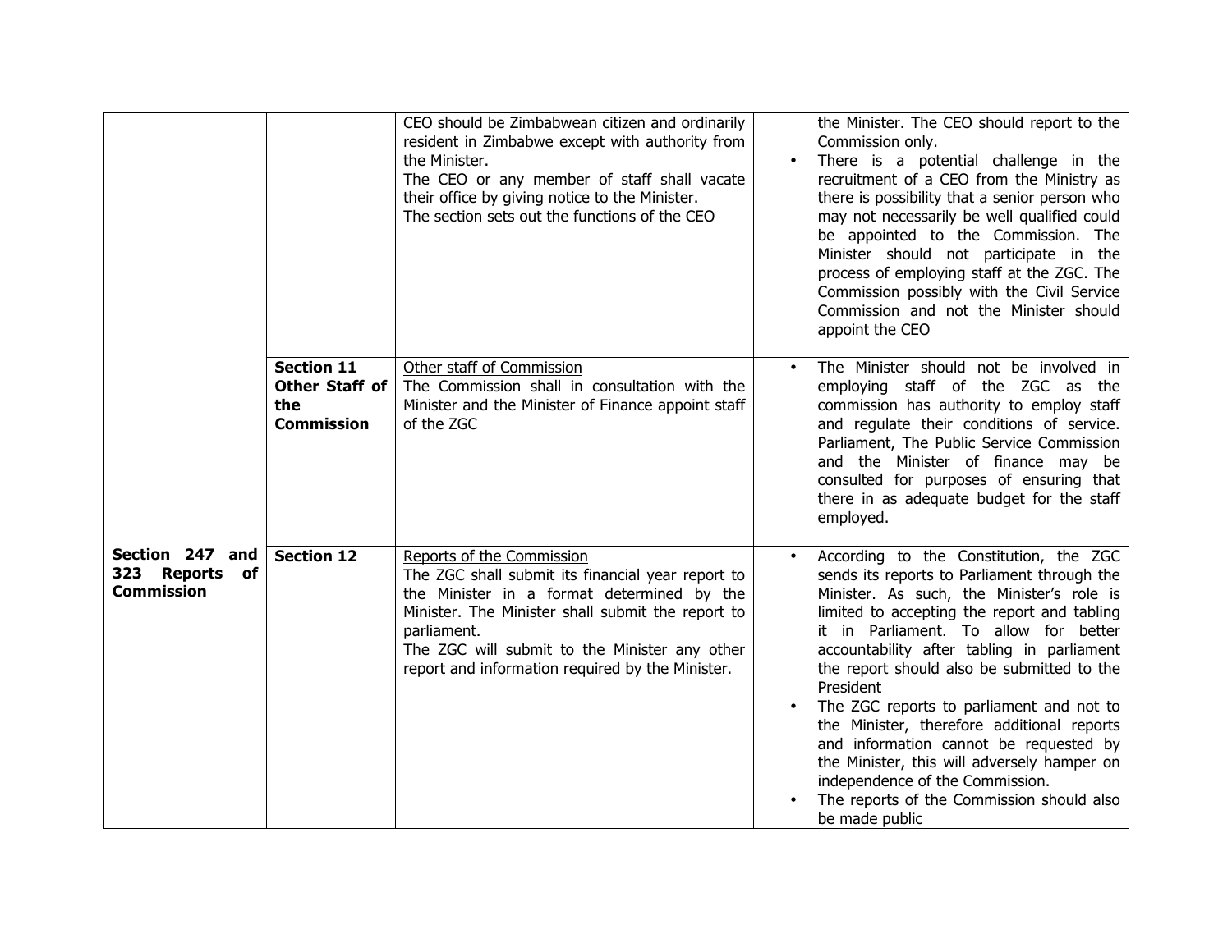| | | | |
|---|---|---|---|
| | | CEO should be Zimbabwean citizen and ordinarily resident in Zimbabwe except with authority from the Minister.<br>The CEO or any member of staff shall vacate their office by giving notice to the Minister.<br>The section sets out the functions of the CEO | the Minister. The CEO should report to the Commission only.<br>• There is a potential challenge in the recruitment of a CEO from the Ministry as there is possibility that a senior person who may not necessarily be well qualified could be appointed to the Commission. The Minister should not participate in the process of employing staff at the ZGC. The Commission possibly with the Civil Service Commission and not the Minister should appoint the CEO |
| | **Section 11 Other Staff of the Commission** | Other staff of Commission<br>The Commission shall in consultation with the Minister and the Minister of Finance appoint staff of the ZGC | • The Minister should not be involved in employing staff of the ZGC as the commission has authority to employ staff and regulate their conditions of service. Parliament, The Public Service Commission and the Minister of finance may be consulted for purposes of ensuring that there in as adequate budget for the staff employed. |
| **Section 247 and 323 Reports of Commission** | **Section 12** | Reports of the Commission<br>The ZGC shall submit its financial year report to the Minister in a format determined by the Minister. The Minister shall submit the report to parliament.<br>The ZGC will submit to the Minister any other report and information required by the Minister. | • According to the Constitution, the ZGC sends its reports to Parliament through the Minister. As such, the Minister's role is limited to accepting the report and tabling it in Parliament. To allow for better accountability after tabling in parliament the report should also be submitted to the President<br>• The ZGC reports to parliament and not to the Minister, therefore additional reports and information cannot be requested by the Minister, this will adversely hamper on independence of the Commission.<br>• The reports of the Commission should also be made public |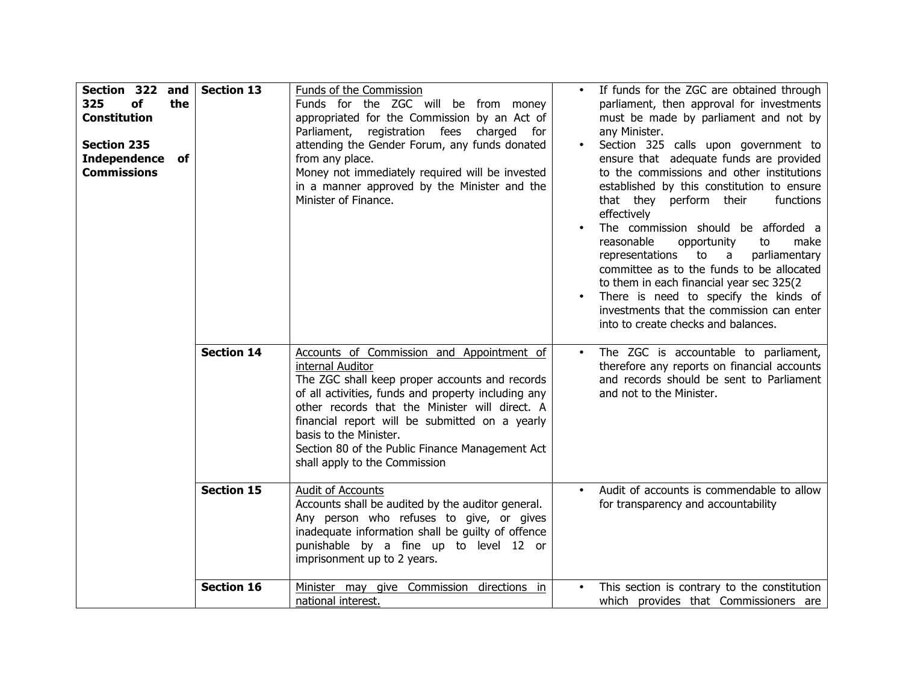| | | | |
|---|---|---|---|
| **Section 322 and 325 of the Constitution**<br><br>**Section 235 Independence of Commissions** | **Section 13** | Funds of the Commission<br>Funds for the ZGC will be from money appropriated for the Commission by an Act of Parliament, registration fees charged for attending the Gender Forum, any funds donated from any place.<br>Money not immediately required will be invested in a manner approved by the Minister and the Minister of Finance. | • If funds for the ZGC are obtained through parliament, then approval for investments must be made by parliament and not by any Minister.<br>• Section 325 calls upon government to ensure that adequate funds are provided to the commissions and other institutions established by this constitution to ensure that they perform their functions effectively<br>• The commission should be afforded a reasonable opportunity to make representations to a parliamentary committee as to the funds to be allocated to them in each financial year sec 325(2<br>• There is need to specify the kinds of investments that the commission can enter into to create checks and balances. |
| | **Section 14** | Accounts of Commission and Appointment of internal Auditor<br>The ZGC shall keep proper accounts and records of all activities, funds and property including any other records that the Minister will direct. A financial report will be submitted on a yearly basis to the Minister.<br>Section 80 of the Public Finance Management Act shall apply to the Commission | • The ZGC is accountable to parliament, therefore any reports on financial accounts and records should be sent to Parliament and not to the Minister. |
| | **Section 15** | Audit of Accounts<br>Accounts shall be audited by the auditor general. Any person who refuses to give, or gives inadequate information shall be guilty of offence punishable by a fine up to level 12 or imprisonment up to 2 years. | • Audit of accounts is commendable to allow for transparency and accountability |
| | **Section 16** | Minister may give Commission directions in national interest. | • This section is contrary to the constitution which provides that Commissioners are |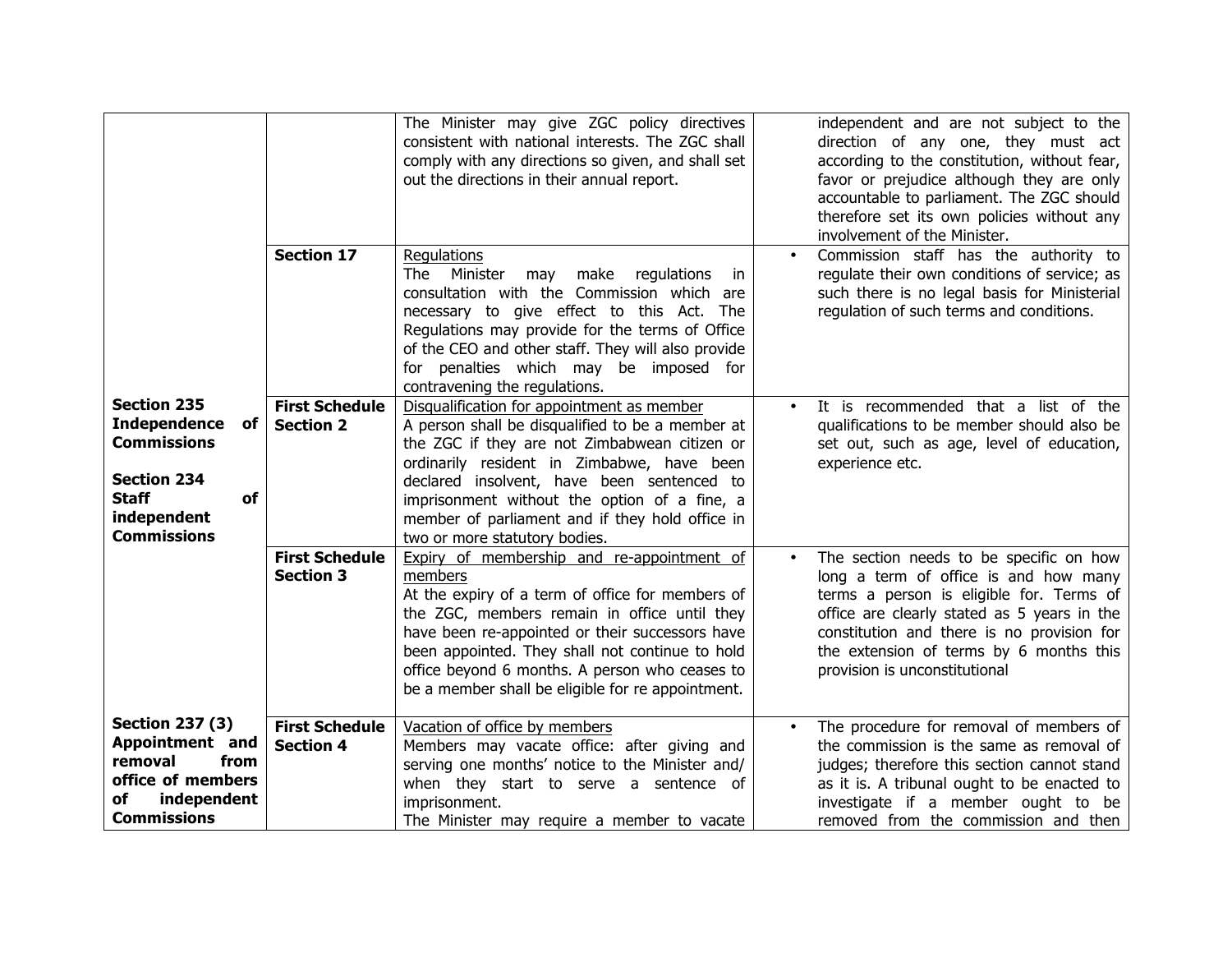| | | | |
|---|---|---|---|
| | | The Minister may give ZGC policy directives consistent with national interests. The ZGC shall comply with any directions so given, and shall set out the directions in their annual report. | independent and are not subject to the direction of any one, they must act according to the constitution, without fear, favor or prejudice although they are only accountable to parliament. The ZGC should therefore set its own policies without any involvement of the Minister. |
| | **Section 17** | Regulations<br>The Minister may make regulations in consultation with the Commission which are necessary to give effect to this Act. The Regulations may provide for the terms of Office of the CEO and other staff. They will also provide for penalties which may be imposed for contravening the regulations. | • Commission staff has the authority to regulate their own conditions of service; as such there is no legal basis for Ministerial regulation of such terms and conditions. |
| **Section 235 Independence of Commissions**<br><br>**Section 234 Staff of independent Commissions** | **First Schedule Section 2** | Disqualification for appointment as member<br>A person shall be disqualified to be a member at the ZGC if they are not Zimbabwean citizen or ordinarily resident in Zimbabwe, have been declared insolvent, have been sentenced to imprisonment without the option of a fine, a member of parliament and if they hold office in two or more statutory bodies. | • It is recommended that a list of the qualifications to be member should also be set out, such as age, level of education, experience etc. |
| | **First Schedule Section 3** | Expiry of membership and re-appointment of members<br>At the expiry of a term of office for members of the ZGC, members remain in office until they have been re-appointed or their successors have been appointed. They shall not continue to hold office beyond 6 months. A person who ceases to be a member shall be eligible for re appointment. | • The section needs to be specific on how long a term of office is and how many terms a person is eligible for. Terms of office are clearly stated as 5 years in the constitution and there is no provision for the extension of terms by 6 months this provision is unconstitutional |
| **Section 237 (3) Appointment and removal from office of members of independent Commissions** | **First Schedule Section 4** | Vacation of office by members<br>Members may vacate office: after giving and serving one months' notice to the Minister and/ when they start to serve a sentence of imprisonment.<br>The Minister may require a member to vacate | • The procedure for removal of members of the commission is the same as removal of judges; therefore this section cannot stand as it is. A tribunal ought to be enacted to investigate if a member ought to be removed from the commission and then |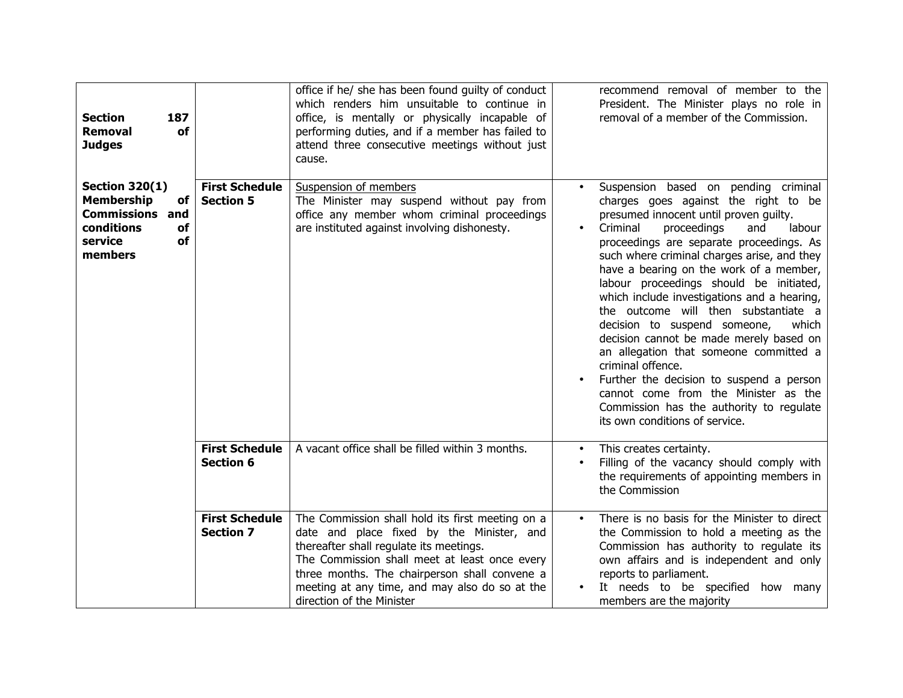| | | | |
|---|---|---|---|
| **Section 187 Removal of Judges** | | office if he/ she has been found guilty of conduct which renders him unsuitable to continue in office, is mentally or physically incapable of performing duties, and if a member has failed to attend three consecutive meetings without just cause. | recommend removal of member to the President. The Minister plays no role in removal of a member of the Commission. |
| **Section 320(1) Membership of Commissions and conditions of service of members** | **First Schedule Section 5** | <u>Suspension of members</u><br>The Minister may suspend without pay from office any member whom criminal proceedings are instituted against involving dishonesty. | • Suspension based on pending criminal charges goes against the right to be presumed innocent until proven guilty.<br>• Criminal proceedings and labour proceedings are separate proceedings. As such where criminal charges arise, and they have a bearing on the work of a member, labour proceedings should be initiated, which include investigations and a hearing, the outcome will then substantiate a decision to suspend someone, which decision cannot be made merely based on an allegation that someone committed a criminal offence.<br>• Further the decision to suspend a person cannot come from the Minister as the Commission has the authority to regulate its own conditions of service. |
| | **First Schedule Section 6** | A vacant office shall be filled within 3 months. | • This creates certainty.<br>• Filling of the vacancy should comply with the requirements of appointing members in the Commission |
| | **First Schedule Section 7** | The Commission shall hold its first meeting on a date and place fixed by the Minister, and thereafter shall regulate its meetings.<br>The Commission shall meet at least once every three months. The chairperson shall convene a meeting at any time, and may also do so at the direction of the Minister | • There is no basis for the Minister to direct the Commission to hold a meeting as the Commission has authority to regulate its own affairs and is independent and only reports to parliament.<br>• It needs to be specified how many members are the majority |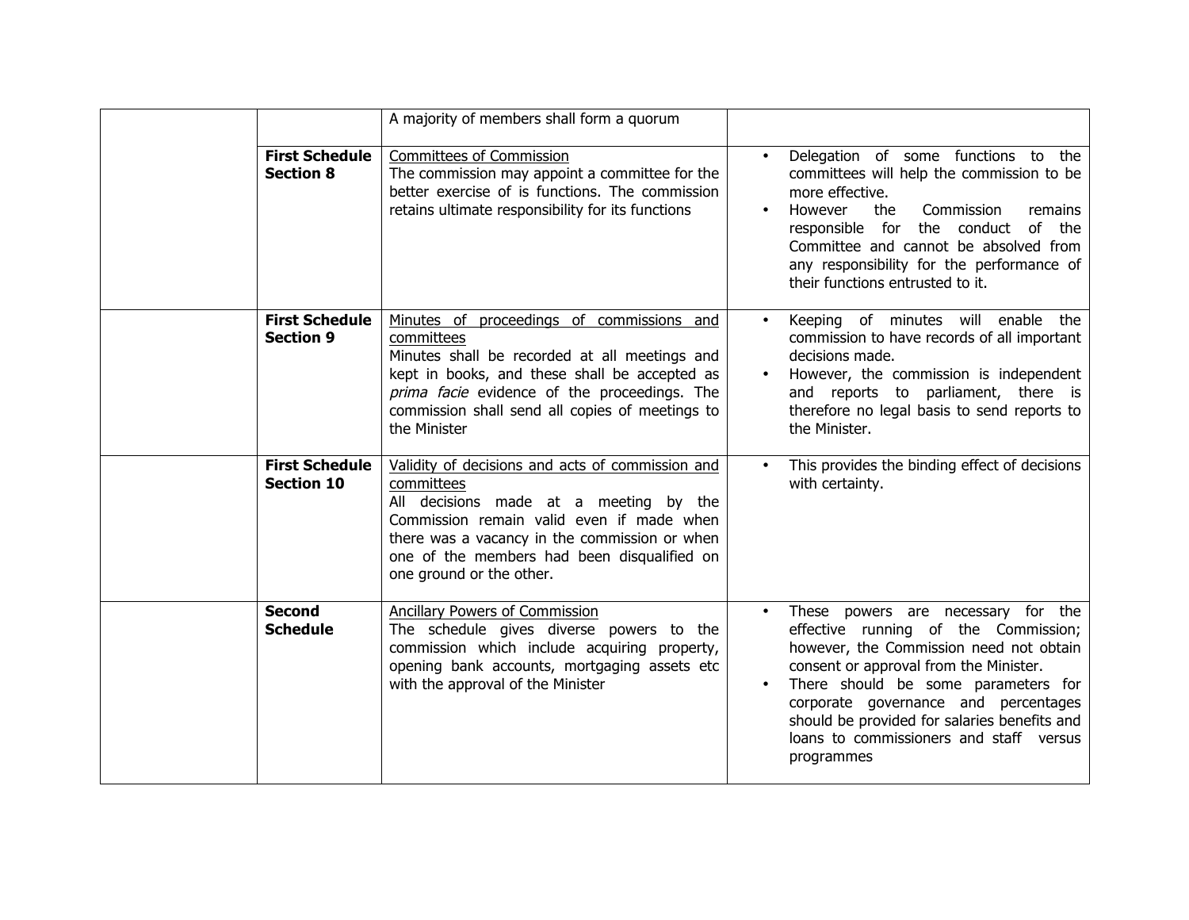| | | | |
|---|---|---|---|
| | | A majority of members shall form a quorum | |
| | **First Schedule Section 8** | <u>Committees of Commission</u><br>The commission may appoint a committee for the better exercise of is functions. The commission retains ultimate responsibility for its functions | • Delegation of some functions to the committees will help the commission to be more effective.<br>• However the Commission remains responsible for the conduct of the Committee and cannot be absolved from any responsibility for the performance of their functions entrusted to it. |
| | **First Schedule Section 9** | <u>Minutes of proceedings of commissions and committees</u><br>Minutes shall be recorded at all meetings and kept in books, and these shall be accepted as *prima facie* evidence of the proceedings. The commission shall send all copies of meetings to the Minister | • Keeping of minutes will enable the commission to have records of all important decisions made.<br>• However, the commission is independent and reports to parliament, there is therefore no legal basis to send reports to the Minister. |
| | **First Schedule Section 10** | <u>Validity of decisions and acts of commission and committees</u><br>All decisions made at a meeting by the Commission remain valid even if made when there was a vacancy in the commission or when one of the members had been disqualified on one ground or the other. | • This provides the binding effect of decisions with certainty. |
| | **Second Schedule** | <u>Ancillary Powers of Commission</u><br>The schedule gives diverse powers to the commission which include acquiring property, opening bank accounts, mortgaging assets etc with the approval of the Minister | • These powers are necessary for the effective running of the Commission; however, the Commission need not obtain consent or approval from the Minister.<br>• There should be some parameters for corporate governance and percentages should be provided for salaries benefits and loans to commissioners and staff versus programmes |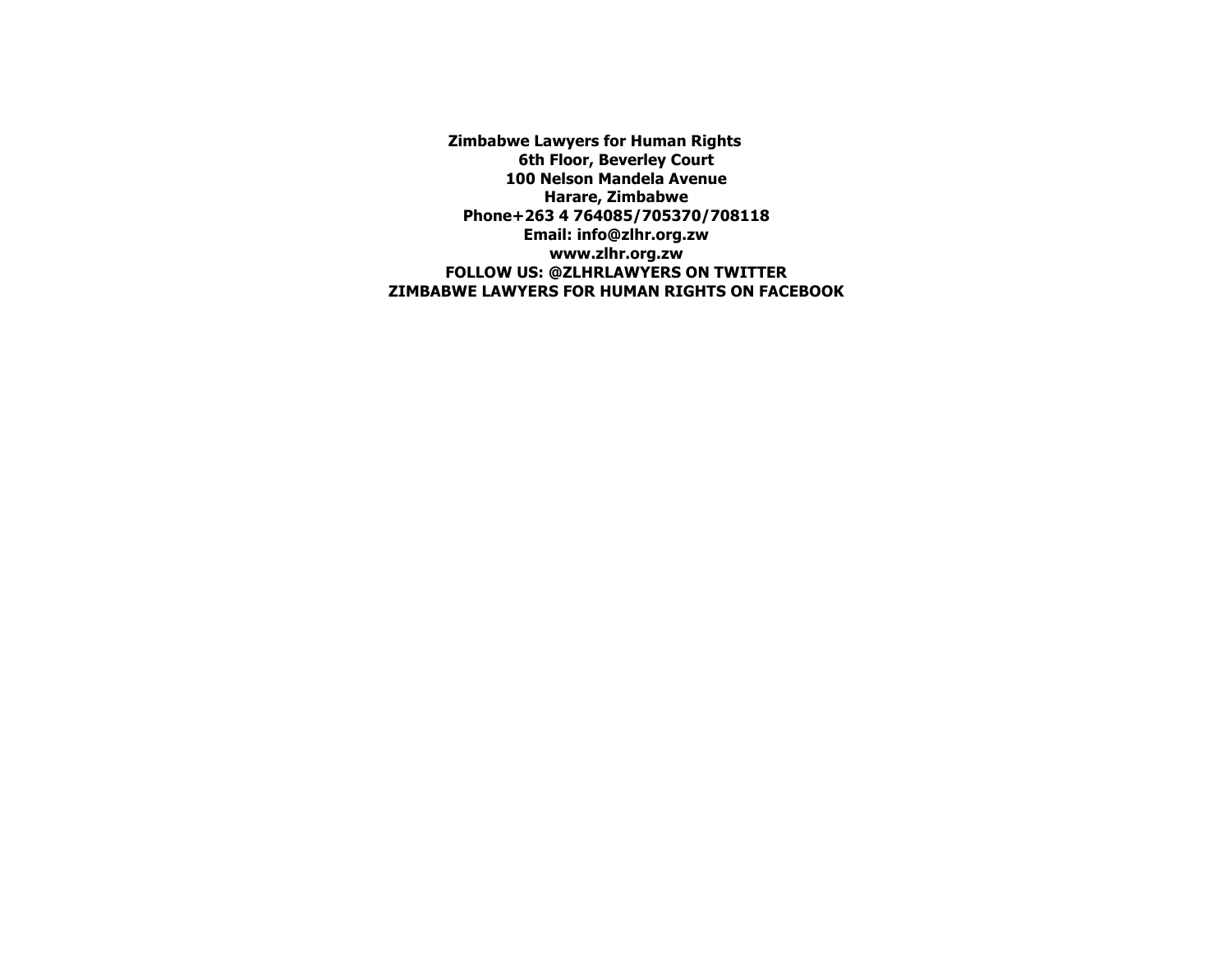**Zimbabwe Lawyers for Human Rights**
**6th Floor, Beverley Court**
**100 Nelson Mandela Avenue**
**Harare, Zimbabwe**
**Phone+263 4 764085/705370/708118**
**Email: info@zlhr.org.zw**
**www.zlhr.org.zw**
**FOLLOW US: @ZLHRLAWYERS ON TWITTER**
**ZIMBABWE LAWYERS FOR HUMAN RIGHTS ON FACEBOOK**